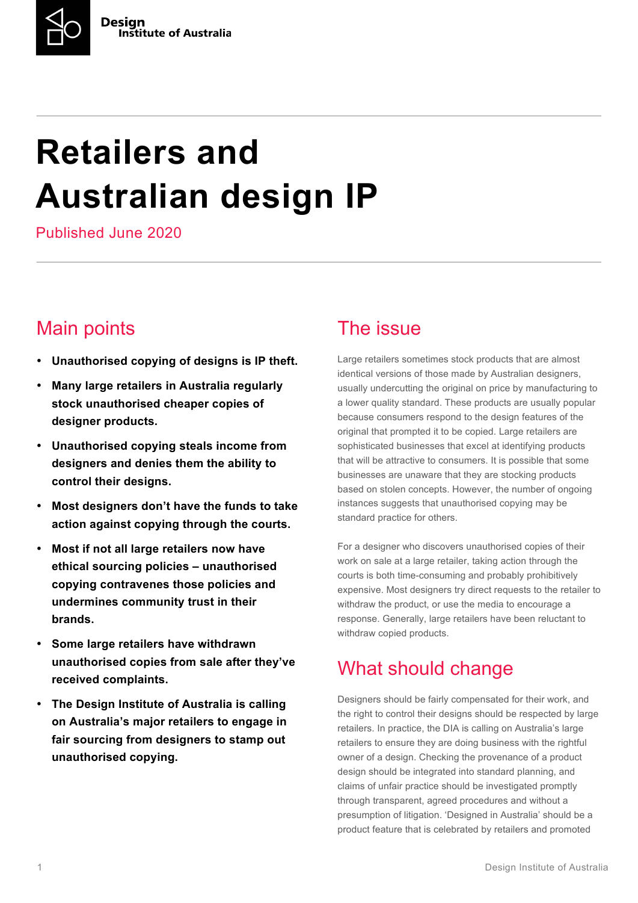Design Institute of Australia

# Retailers and Australian design IP

Published June 2020

## Main points

- **Unauthorised copying of designs is IP theft.**
- **Many large retailers in Australia regularly stock unauthorised cheaper copies of designer products.**
- **Unauthorised copying steals income from designers and denies them the ability to control their designs.**
- **Most designers don't have the funds to take action against copying through the courts.**
- **Most if not all large retailers now have ethical sourcing policies – unauthorised copying contravenes those policies and undermines community trust in their brands.**
- **Some large retailers have withdrawn unauthorised copies from sale after they've received complaints.**
- **The Design Institute of Australia is calling on Australia's major retailers to engage in fair sourcing from designers to stamp out unauthorised copying.**

## The issue

Large retailers sometimes stock products that are almost identical versions of those made by Australian designers, usually undercutting the original on price by manufacturing to a lower quality standard. These products are usually popular because consumers respond to the design features of the original that prompted it to be copied. Large retailers are sophisticated businesses that excel at identifying products that will be attractive to consumers. It is possible that some businesses are unaware that they are stocking products based on stolen concepts. However, the number of ongoing instances suggests that unauthorised copying may be standard practice for others.

For a designer who discovers unauthorised copies of their work on sale at a large retailer, taking action through the courts is both time-consuming and probably prohibitively expensive. Most designers try direct requests to the retailer to withdraw the product, or use the media to encourage a response. Generally, large retailers have been reluctant to withdraw copied products.

## What should change

Designers should be fairly compensated for their work, and the right to control their designs should be respected by large retailers. In practice, the DIA is calling on Australia's large retailers to ensure they are doing business with the rightful owner of a design. Checking the provenance of a product design should be integrated into standard planning, and claims of unfair practice should be investigated promptly through transparent, agreed procedures and without a presumption of litigation. 'Designed in Australia' should be a product feature that is celebrated by retailers and promoted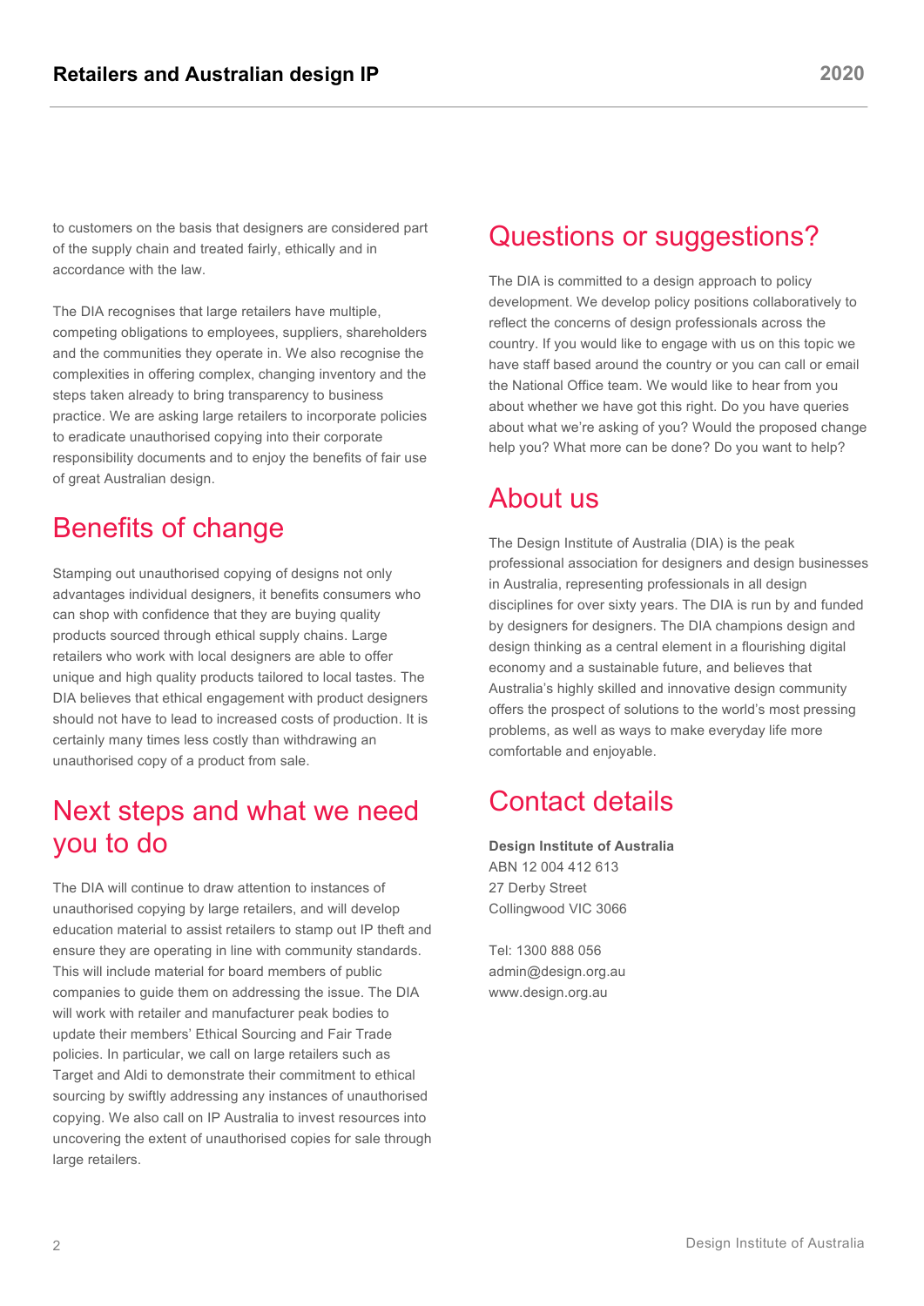to customers on the basis that designers are considered part of the supply chain and treated fairly, ethically and in accordance with the law.

The DIA recognises that large retailers have multiple, competing obligations to employees, suppliers, shareholders and the communities they operate in. We also recognise the complexities in offering complex, changing inventory and the steps taken already to bring transparency to business practice. We are asking large retailers to incorporate policies to eradicate unauthorised copying into their corporate responsibility documents and to enjoy the benefits of fair use of great Australian design.

## Benefits of change

Stamping out unauthorised copying of designs not only advantages individual designers, it benefits consumers who can shop with confidence that they are buying quality products sourced through ethical supply chains. Large retailers who work with local designers are able to offer unique and high quality products tailored to local tastes. The DIA believes that ethical engagement with product designers should not have to lead to increased costs of production. It is certainly many times less costly than withdrawing an unauthorised copy of a product from sale.

## Next steps and what we need you to do

The DIA will continue to draw attention to instances of unauthorised copying by large retailers, and will develop education material to assist retailers to stamp out IP theft and ensure they are operating in line with community standards. This will include material for board members of public companies to guide them on addressing the issue. The DIA will work with retailer and manufacturer peak bodies to update their members' Ethical Sourcing and Fair Trade policies. In particular, we call on large retailers such as Target and Aldi to demonstrate their commitment to ethical sourcing by swiftly addressing any instances of unauthorised copying. We also call on IP Australia to invest resources into uncovering the extent of unauthorised copies for sale through large retailers.

## Questions or suggestions?

The DIA is committed to a design approach to policy development. We develop policy positions collaboratively to reflect the concerns of design professionals across the country. If you would like to engage with us on this topic we have staff based around the country or you can call or email the National Office team. We would like to hear from you about whether we have got this right. Do you have queries about what we're asking of you? Would the proposed change help you? What more can be done? Do you want to help?

## About us

The Design Institute of Australia (DIA) is the peak professional association for designers and design businesses in Australia, representing professionals in all design disciplines for over sixty years. The DIA is run by and funded by designers for designers. The DIA champions design and design thinking as a central element in a flourishing digital economy and a sustainable future, and believes that Australia's highly skilled and innovative design community offers the prospect of solutions to the world's most pressing problems, as well as ways to make everyday life more comfortable and enjoyable.

## Contact details

**Design Institute of Australia**
ABN 12 004 412 613
27 Derby Street
Collingwood VIC 3066

Tel: 1300 888 056
admin@design.org.au
www.design.org.au